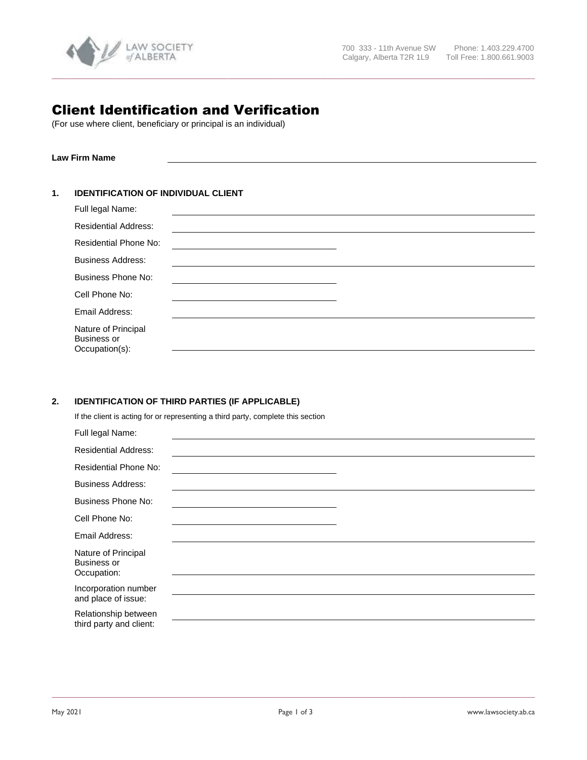# Client Identification and Verification

(For use where client, beneficiary or principal is an individual)

**Law Firm Name** \_\_\_\_\_\_\_\_\_\_\_\_\_\_\_\_\_\_\_\_\_\_\_\_\_\_\_\_\_\_

## 1. IDENTIFICATION OF INDIVIDUAL CLIENT

Full legal Name: \_\_\_\_\_\_\_\_\_\_\_\_\_\_\_\_\_\_\_\_\_\_\_\_\_\_\_\_\_\_

Residential Address: \_\_\_\_\_\_\_\_\_\_\_\_\_\_\_\_\_\_\_\_\_\_\_\_\_\_\_\_\_\_

Residential Phone No: \_\_\_\_\_\_\_\_\_\_\_\_\_\_\_\_\_\_\_\_

Business Address: \_\_\_\_\_\_\_\_\_\_\_\_\_\_\_\_\_\_\_\_\_\_\_\_\_\_\_\_\_\_

Business Phone No: \_\_\_\_\_\_\_\_\_\_\_\_\_\_\_\_\_\_\_\_

Cell Phone No: \_\_\_\_\_\_\_\_\_\_\_\_\_\_\_\_\_\_\_\_

Email Address: \_\_\_\_\_\_\_\_\_\_\_\_\_\_\_\_\_\_\_\_\_\_\_\_\_\_\_\_\_\_

Nature of Principal Business or Occupation(s): \_\_\_\_\_\_\_\_\_\_\_\_\_\_\_\_\_\_\_\_\_\_\_\_\_\_\_\_\_\_

## 2. IDENTIFICATION OF THIRD PARTIES (IF APPLICABLE)

If the client is acting for or representing a third party, complete this section

Full legal Name: \_\_\_\_\_\_\_\_\_\_\_\_\_\_\_\_\_\_\_\_\_\_\_\_\_\_\_\_\_\_

Residential Address: \_\_\_\_\_\_\_\_\_\_\_\_\_\_\_\_\_\_\_\_\_\_\_\_\_\_\_\_\_\_

Residential Phone No: \_\_\_\_\_\_\_\_\_\_\_\_\_\_\_\_\_\_\_\_

Business Address: \_\_\_\_\_\_\_\_\_\_\_\_\_\_\_\_\_\_\_\_\_\_\_\_\_\_\_\_\_\_

Business Phone No: \_\_\_\_\_\_\_\_\_\_\_\_\_\_\_\_\_\_\_\_

Cell Phone No: \_\_\_\_\_\_\_\_\_\_\_\_\_\_\_\_\_\_\_\_

Email Address: \_\_\_\_\_\_\_\_\_\_\_\_\_\_\_\_\_\_\_\_\_\_\_\_\_\_\_\_\_\_

Nature of Principal Business or Occupation: \_\_\_\_\_\_\_\_\_\_\_\_\_\_\_\_\_\_\_\_\_\_\_\_\_\_\_\_\_\_

Incorporation number and place of issue: \_\_\_\_\_\_\_\_\_\_\_\_\_\_\_\_\_\_\_\_\_\_\_\_\_\_\_\_\_\_

Relationship between third party and client: \_\_\_\_\_\_\_\_\_\_\_\_\_\_\_\_\_\_\_\_\_\_\_\_\_\_\_\_\_\_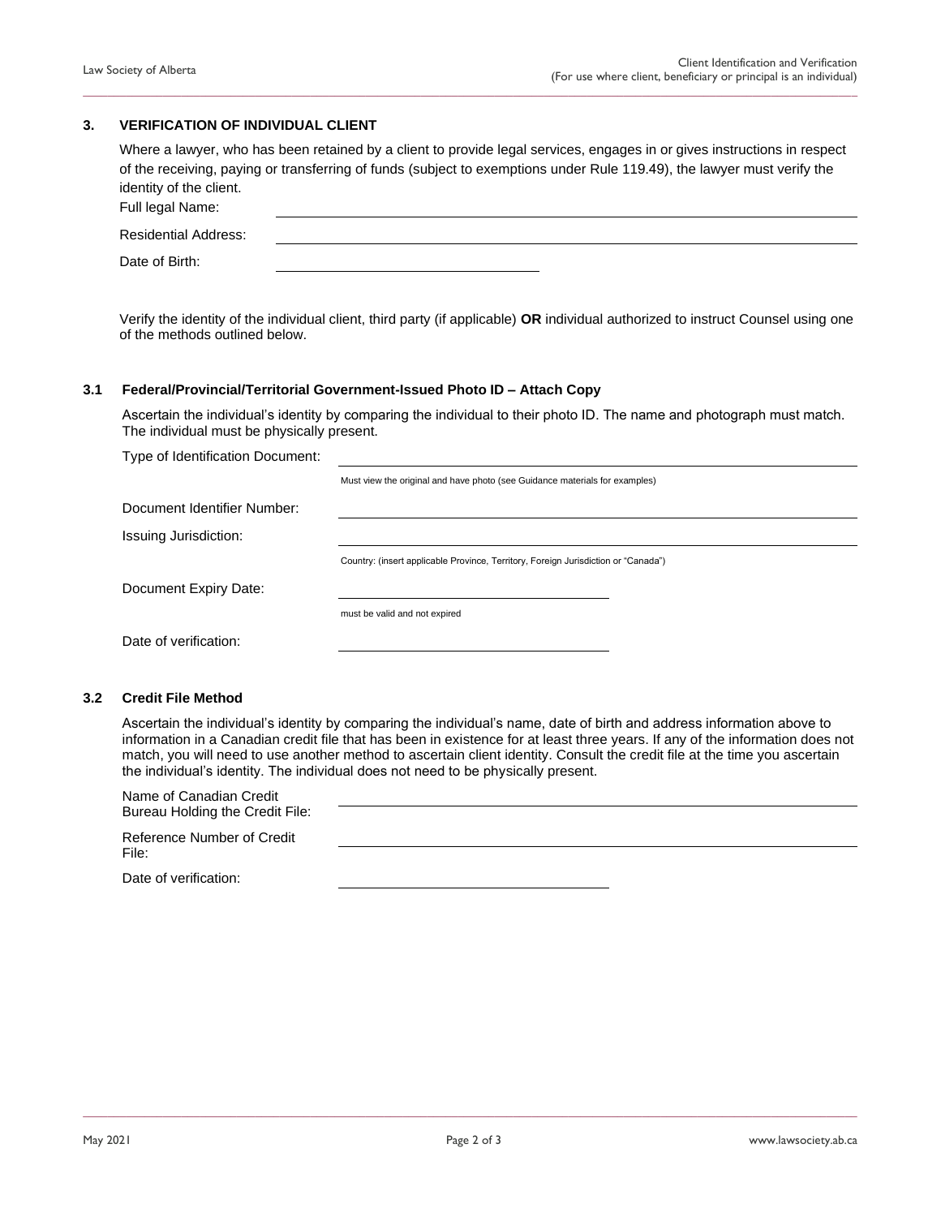## 3. VERIFICATION OF INDIVIDUAL CLIENT

Where a lawyer, who has been retained by a client to provide legal services, engages in or gives instructions in respect of the receiving, paying or transferring of funds (subject to exemptions under Rule 119.49), the lawyer must verify the identity of the client.

Full legal Name: \_\_\_\_\_\_\_\_\_\_\_\_\_\_\_\_\_\_\_\_\_\_\_\_\_\_\_\_\_\_\_\_\_\_\_\_\_\_\_\_

Residential Address: \_\_\_\_\_\_\_\_\_\_\_\_\_\_\_\_\_\_\_\_\_\_\_\_\_\_\_\_\_\_\_\_\_\_\_\_\_\_\_\_

Date of Birth: \_\_\_\_\_\_\_\_\_\_\_\_\_\_\_\_\_\_\_\_

Verify the identity of the individual client, third party (if applicable) **OR** individual authorized to instruct Counsel using one of the methods outlined below.

### 3.1 Federal/Provincial/Territorial Government-Issued Photo ID – Attach Copy

Ascertain the individual's identity by comparing the individual to their photo ID. The name and photograph must match. The individual must be physically present.

Type of Identification Document: \_\_\_\_\_\_\_\_\_\_\_\_\_\_\_\_\_\_\_\_\_\_\_\_\_\_\_\_\_\_\_\_\_\_\_\_\_\_\_\_

Must view the original and have photo (see Guidance materials for examples)

Document Identifier Number: \_\_\_\_\_\_\_\_\_\_\_\_\_\_\_\_\_\_\_\_\_\_\_\_\_\_\_\_\_\_\_\_\_\_\_\_\_\_\_\_

Issuing Jurisdiction: \_\_\_\_\_\_\_\_\_\_\_\_\_\_\_\_\_\_\_\_\_\_\_\_\_\_\_\_\_\_\_\_\_\_\_\_\_\_\_\_

Country: (insert applicable Province, Territory, Foreign Jurisdiction or "Canada")

Document Expiry Date: \_\_\_\_\_\_\_\_\_\_\_\_\_\_\_\_\_\_\_\_

must be valid and not expired

Date of verification: \_\_\_\_\_\_\_\_\_\_\_\_\_\_\_\_\_\_\_\_

### 3.2 Credit File Method

Ascertain the individual's identity by comparing the individual's name, date of birth and address information above to information in a Canadian credit file that has been in existence for at least three years. If any of the information does not match, you will need to use another method to ascertain client identity. Consult the credit file at the time you ascertain the individual's identity. The individual does not need to be physically present.

Name of Canadian Credit Bureau Holding the Credit File: \_\_\_\_\_\_\_\_\_\_\_\_\_\_\_\_\_\_\_\_\_\_\_\_\_\_\_\_\_\_\_\_\_\_\_\_\_\_\_\_

Reference Number of Credit File: \_\_\_\_\_\_\_\_\_\_\_\_\_\_\_\_\_\_\_\_\_\_\_\_\_\_\_\_\_\_\_\_\_\_\_\_\_\_\_\_

Date of verification: \_\_\_\_\_\_\_\_\_\_\_\_\_\_\_\_\_\_\_\_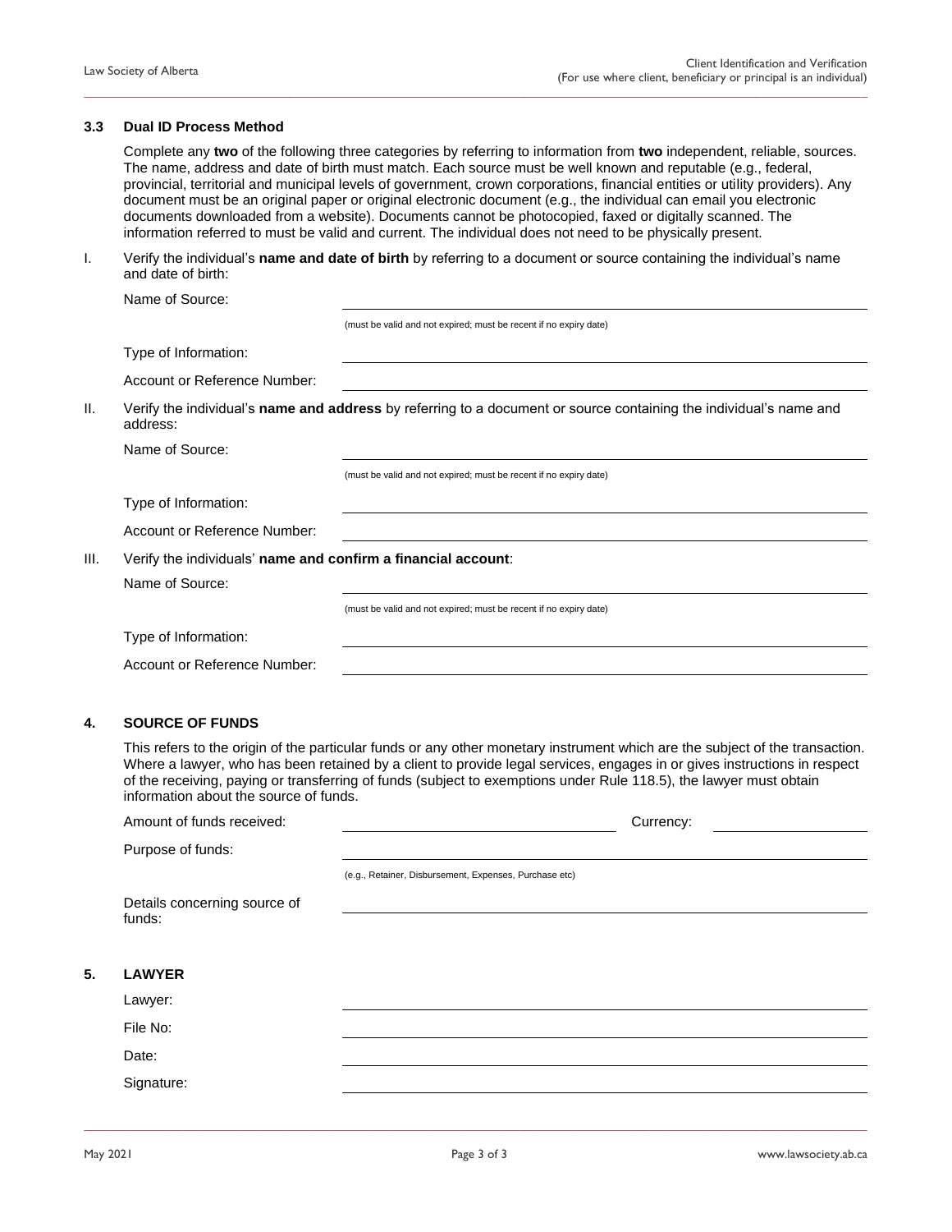### 3.3 Dual ID Process Method

Complete any **two** of the following three categories by referring to information from **two** independent, reliable, sources. The name, address and date of birth must match. Each source must be well known and reputable (e.g., federal, provincial, territorial and municipal levels of government, crown corporations, financial entities or utility providers). Any document must be an original paper or original electronic document (e.g., the individual can email you electronic documents downloaded from a website). Documents cannot be photocopied, faxed or digitally scanned. The information referred to must be valid and current. The individual does not need to be physically present.

I. Verify the individual's **name and date of birth** by referring to a document or source containing the individual's name and date of birth:

Name of Source: ______________________________

(must be valid and not expired; must be recent if no expiry date)

Type of Information: ______________________________

Account or Reference Number: ______________________________

II. Verify the individual's **name and address** by referring to a document or source containing the individual's name and address:

Name of Source: ______________________________

(must be valid and not expired; must be recent if no expiry date)

Type of Information: ______________________________

Account or Reference Number: ______________________________

III. Verify the individuals' **name and confirm a financial account**:

Name of Source: ______________________________

(must be valid and not expired; must be recent if no expiry date)

Type of Information: ______________________________

Account or Reference Number: ______________________________

## 4. SOURCE OF FUNDS

This refers to the origin of the particular funds or any other monetary instrument which are the subject of the transaction. Where a lawyer, who has been retained by a client to provide legal services, engages in or gives instructions in respect of the receiving, paying or transferring of funds (subject to exemptions under Rule 118.5), the lawyer must obtain information about the source of funds.

Amount of funds received: ____________________ Currency: ____________

Purpose of funds: ______________________________

(e.g., Retainer, Disbursement, Expenses, Purchase etc)

Details concerning source of funds: ______________________________

## 5. LAWYER

Lawyer: ______________________________

File No: ______________________________

Date: ______________________________

Signature: ______________________________